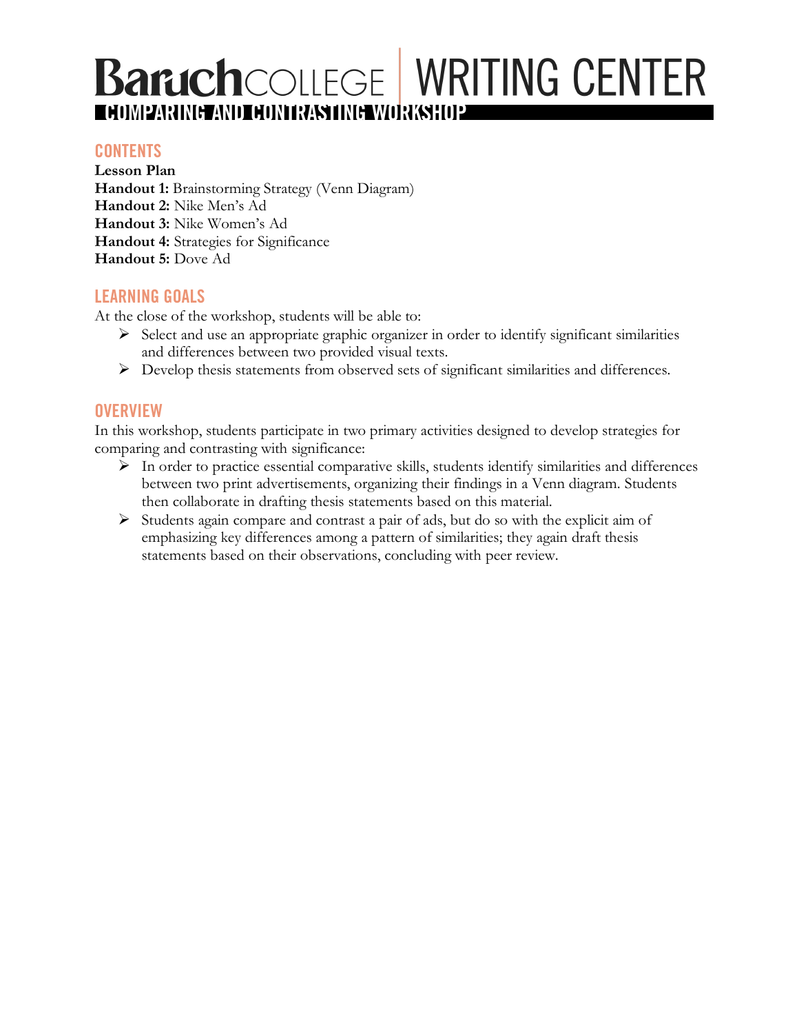# Baruch COLLEGE | WRITING CENTER

## COMPARING AND CONTRASTING WORKSHOP

### CONTENTS

**Lesson Plan**
**Handout 1:** Brainstorming Strategy (Venn Diagram)
**Handout 2:** Nike Men's Ad
**Handout 3:** Nike Women's Ad
**Handout 4:** Strategies for Significance
**Handout 5:** Dove Ad

### LEARNING GOALS

At the close of the workshop, students will be able to:

- Select and use an appropriate graphic organizer in order to identify significant similarities and differences between two provided visual texts.
- Develop thesis statements from observed sets of significant similarities and differences.

### OVERVIEW

In this workshop, students participate in two primary activities designed to develop strategies for comparing and contrasting with significance:

- In order to practice essential comparative skills, students identify similarities and differences between two print advertisements, organizing their findings in a Venn diagram. Students then collaborate in drafting thesis statements based on this material.
- Students again compare and contrast a pair of ads, but do so with the explicit aim of emphasizing key differences among a pattern of similarities; they again draft thesis statements based on their observations, concluding with peer review.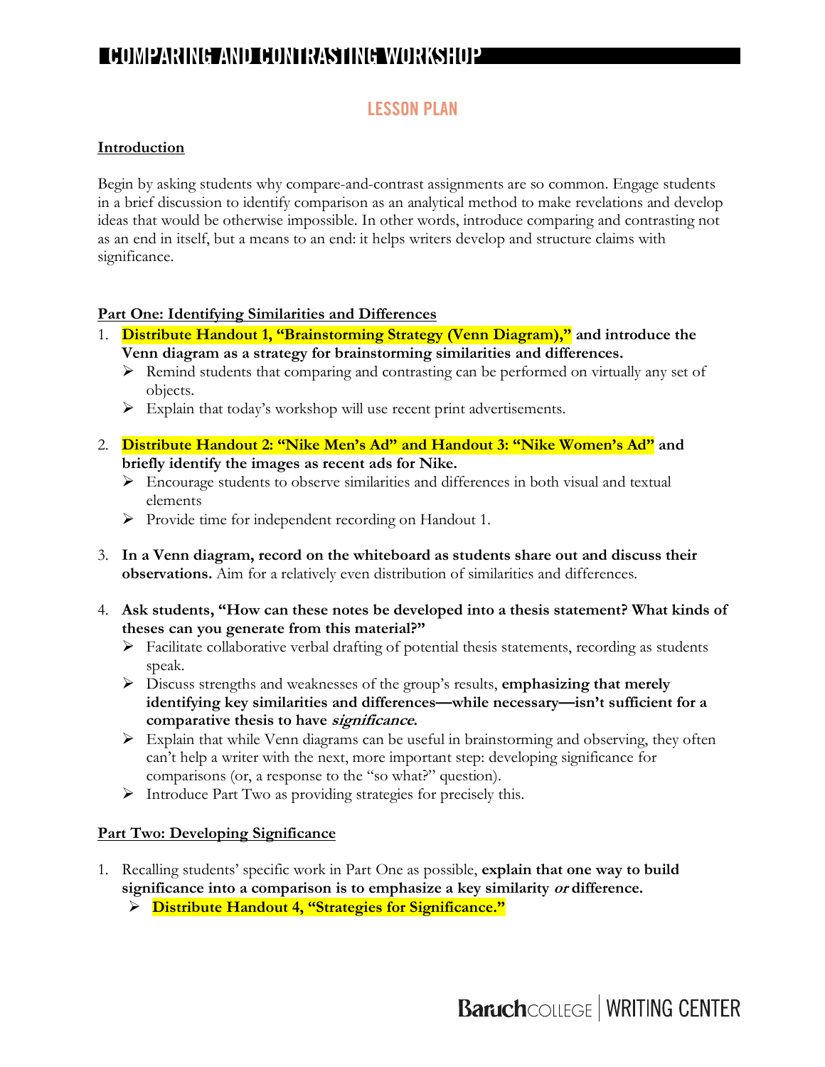# COMPARING AND CONTRASTING WORKSHOP

## LESSON PLAN

**Introduction**

Begin by asking students why compare-and-contrast assignments are so common. Engage students in a brief discussion to identify comparison as an analytical method to make revelations and develop ideas that would be otherwise impossible. In other words, introduce comparing and contrasting not as an end in itself, but a means to an end: it helps writers develop and structure claims with significance.

**Part One: Identifying Similarities and Differences**

1. **Distribute Handout 1, "Brainstorming Strategy (Venn Diagram)," and introduce the Venn diagram as a strategy for brainstorming similarities and differences.**
   - Remind students that comparing and contrasting can be performed on virtually any set of objects.
   - Explain that today's workshop will use recent print advertisements.

2. **Distribute Handout 2: "Nike Men's Ad" and Handout 3: "Nike Women's Ad" and briefly identify the images as recent ads for Nike.**
   - Encourage students to observe similarities and differences in both visual and textual elements
   - Provide time for independent recording on Handout 1.

3. **In a Venn diagram, record on the whiteboard as students share out and discuss their observations.** Aim for a relatively even distribution of similarities and differences.

4. **Ask students, "How can these notes be developed into a thesis statement? What kinds of theses can you generate from this material?"**
   - Facilitate collaborative verbal drafting of potential thesis statements, recording as students speak.
   - Discuss strengths and weaknesses of the group's results, **emphasizing that merely identifying key similarities and differences—while necessary—isn't sufficient for a comparative thesis to have *significance*.**
   - Explain that while Venn diagrams can be useful in brainstorming and observing, they often can't help a writer with the next, more important step: developing significance for comparisons (or, a response to the "so what?" question).
   - Introduce Part Two as providing strategies for precisely this.

**Part Two: Developing Significance**

1. Recalling students' specific work in Part One as possible, **explain that one way to build significance into a comparison is to emphasize a key similarity *or* difference.**
   - **Distribute Handout 4, "Strategies for Significance."**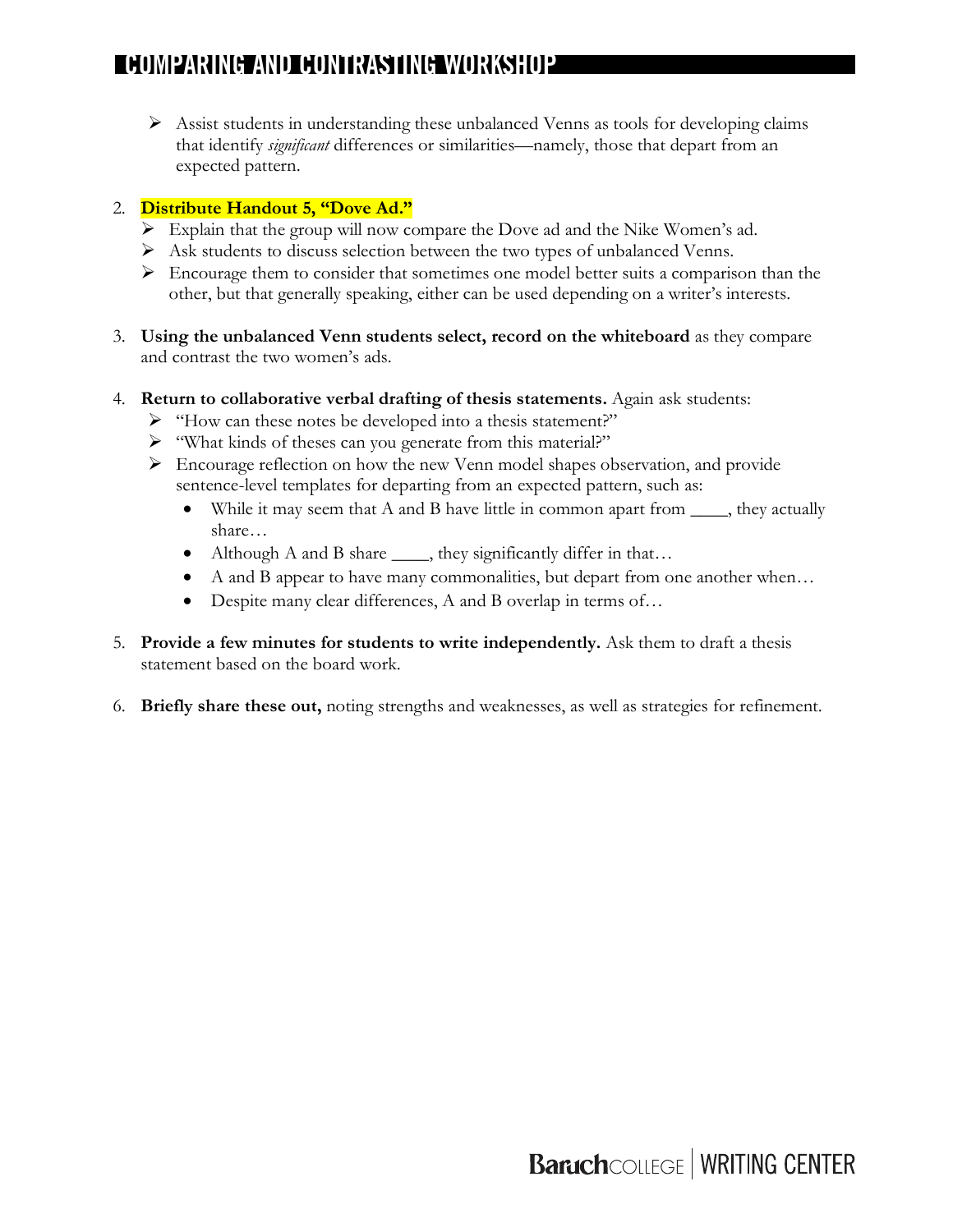- Assist students in understanding these unbalanced Venns as tools for developing claims that identify *significant* differences or similarities—namely, those that depart from an expected pattern.

2. **Distribute Handout 5, "Dove Ad."**
   - Explain that the group will now compare the Dove ad and the Nike Women's ad.
   - Ask students to discuss selection between the two types of unbalanced Venns.
   - Encourage them to consider that sometimes one model better suits a comparison than the other, but that generally speaking, either can be used depending on a writer's interests.

3. **Using the unbalanced Venn students select, record on the whiteboard** as they compare and contrast the two women's ads.

4. **Return to collaborative verbal drafting of thesis statements.** Again ask students:
   - "How can these notes be developed into a thesis statement?"
   - "What kinds of theses can you generate from this material?"
   - Encourage reflection on how the new Venn model shapes observation, and provide sentence-level templates for departing from an expected pattern, such as:
     - While it may seem that A and B have little in common apart from ____, they actually share…
     - Although A and B share ____, they significantly differ in that…
     - A and B appear to have many commonalities, but depart from one another when…
     - Despite many clear differences, A and B overlap in terms of…

5. **Provide a few minutes for students to write independently.** Ask them to draft a thesis statement based on the board work.

6. **Briefly share these out,** noting strengths and weaknesses, as well as strategies for refinement.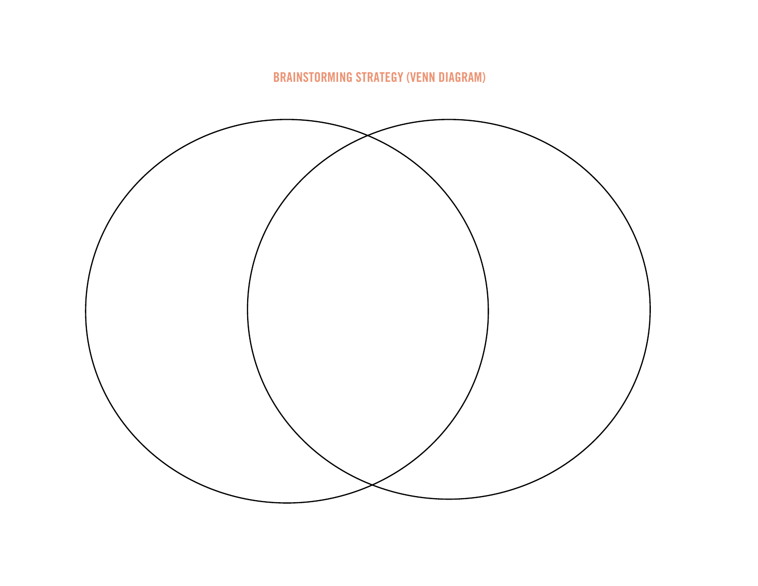## BRAINSTORMING STRATEGY (VENN DIAGRAM)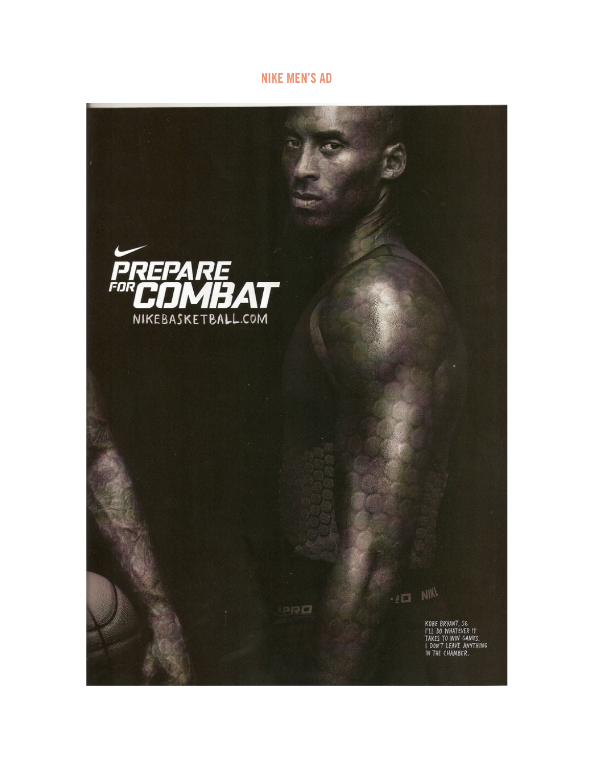## NIKE MEN'S AD

PREPARE FOR COMBAT

NIKEBASKETBALL.COM

KOBE BRYANT, SG
I'LL DO WHATEVER IT TAKES TO WIN GAMES. I DON'T LEAVE ANYTHING IN THE CHAMBER.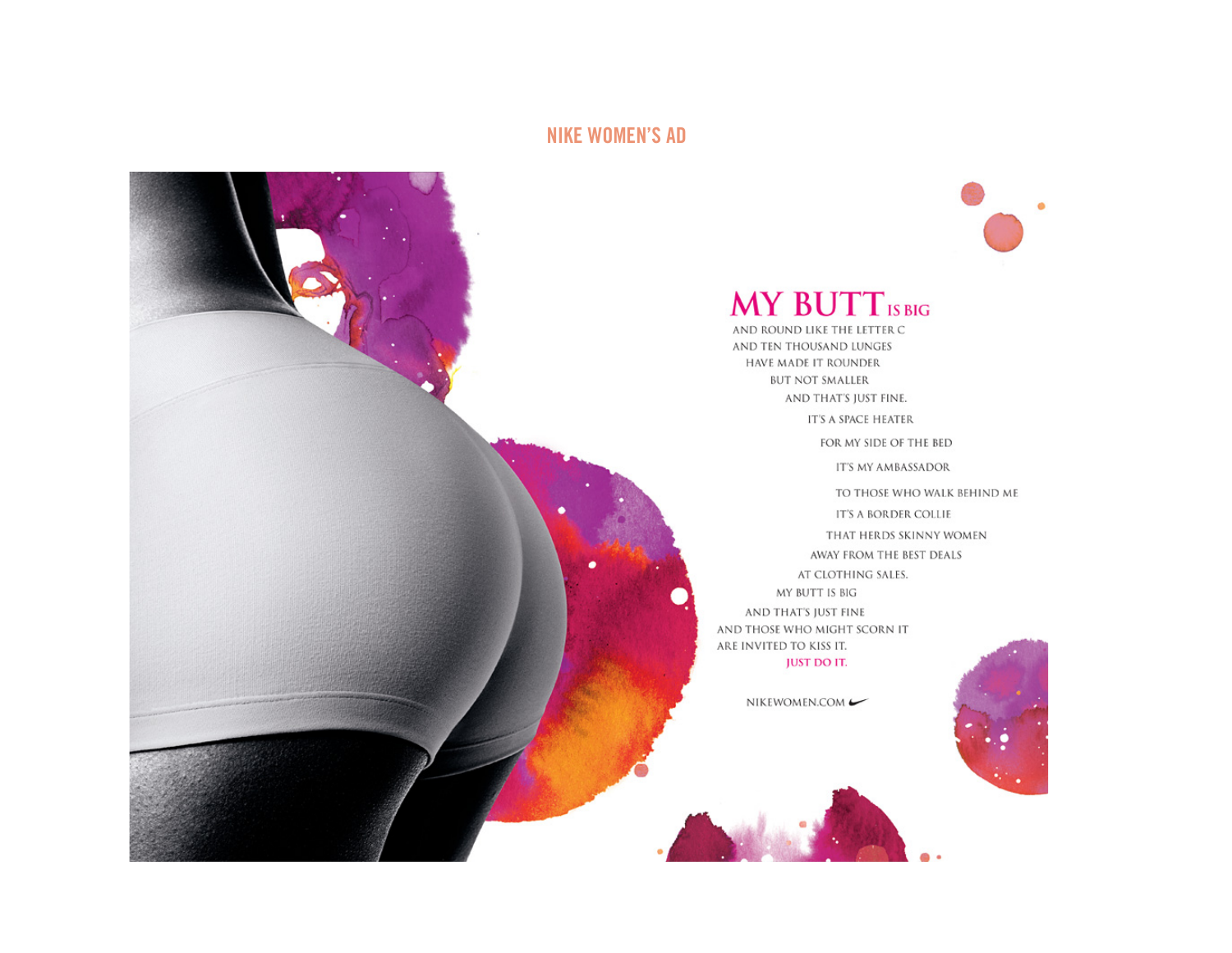## NIKE WOMEN'S AD

**MY BUTT** IS BIG
AND ROUND LIKE THE LETTER C
AND TEN THOUSAND LUNGES
HAVE MADE IT ROUNDER
BUT NOT SMALLER
AND THAT'S JUST FINE.
IT'S A SPACE HEATER
FOR MY SIDE OF THE BED
IT'S MY AMBASSADOR
TO THOSE WHO WALK BEHIND ME
IT'S A BORDER COLLIE
THAT HERDS SKINNY WOMEN
AWAY FROM THE BEST DEALS
AT CLOTHING SALES.
MY BUTT IS BIG
AND THAT'S JUST FINE
AND THOSE WHO MIGHT SCORN IT
ARE INVITED TO KISS IT.
JUST DO IT.

NIKEWOMEN.COM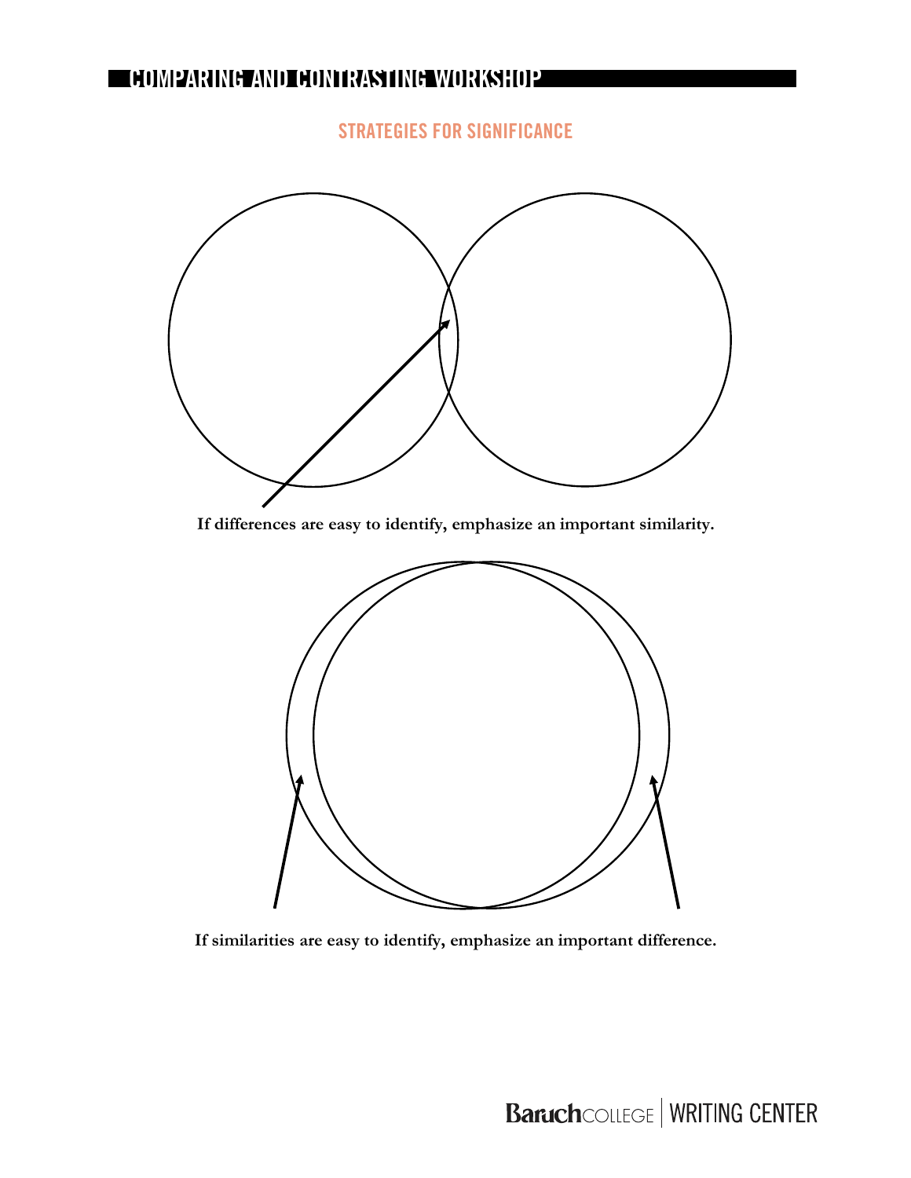# COMPARING AND CONTRASTING WORKSHOP

## STRATEGIES FOR SIGNIFICANCE

**If differences are easy to identify, emphasize an important similarity.**

**If similarities are easy to identify, emphasize an important difference.**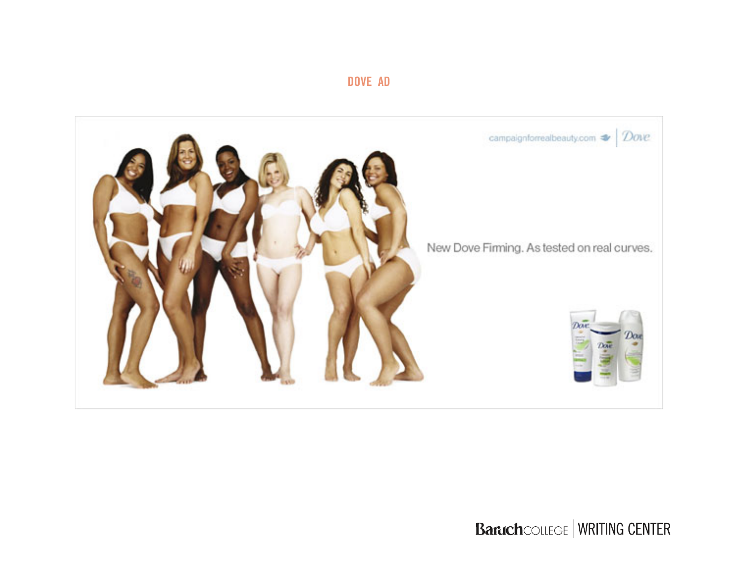# DOVE AD

campaignforrealbeauty.com | Dove

New Dove Firming. As tested on real curves.